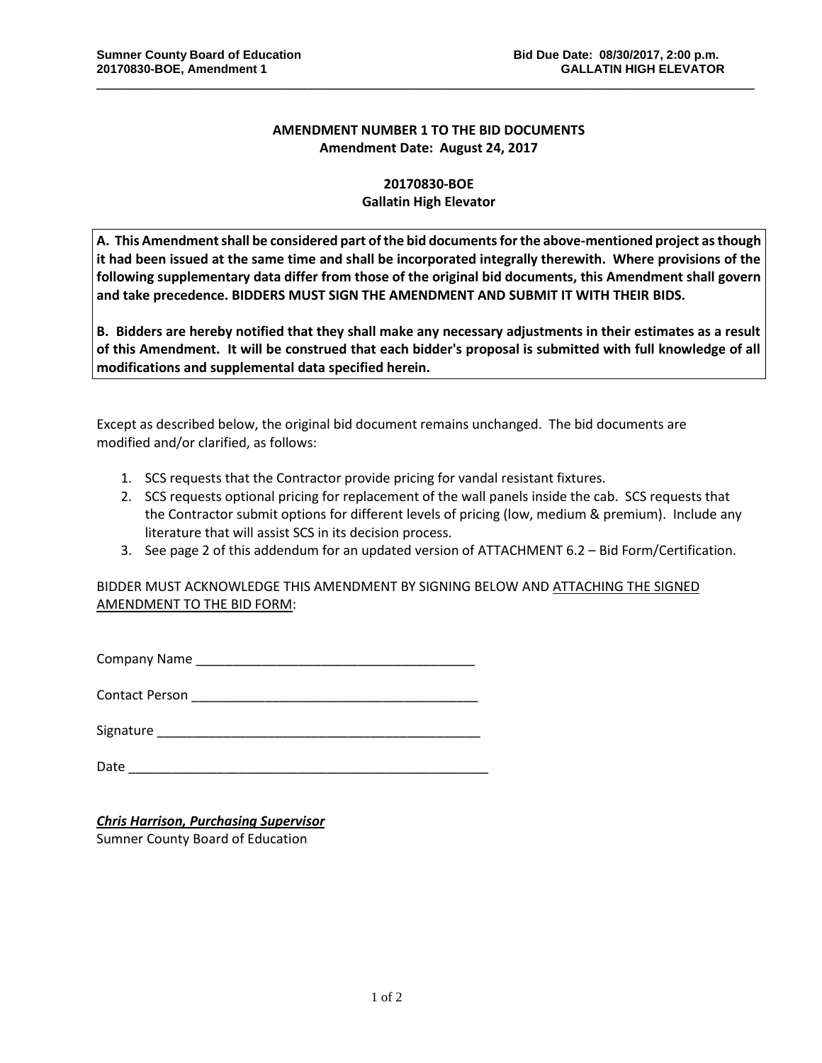**AMENDMENT NUMBER 1 TO THE BID DOCUMENTS**
**Amendment Date: August 24, 2017**

**20170830-BOE**
**Gallatin High Elevator**

**A. This Amendment shall be considered part of the bid documents for the above-mentioned project as though it had been issued at the same time and shall be incorporated integrally therewith. Where provisions of the following supplementary data differ from those of the original bid documents, this Amendment shall govern and take precedence. BIDDERS MUST SIGN THE AMENDMENT AND SUBMIT IT WITH THEIR BIDS.**

**B. Bidders are hereby notified that they shall make any necessary adjustments in their estimates as a result of this Amendment. It will be construed that each bidder's proposal is submitted with full knowledge of all modifications and supplemental data specified herein.**

Except as described below, the original bid document remains unchanged. The bid documents are modified and/or clarified, as follows:

1. SCS requests that the Contractor provide pricing for vandal resistant fixtures.
2. SCS requests optional pricing for replacement of the wall panels inside the cab. SCS requests that the Contractor submit options for different levels of pricing (low, medium & premium). Include any literature that will assist SCS in its decision process.
3. See page 2 of this addendum for an updated version of ATTACHMENT 6.2 – Bid Form/Certification.

BIDDER MUST ACKNOWLEDGE THIS AMENDMENT BY SIGNING BELOW AND ATTACHING THE SIGNED AMENDMENT TO THE BID FORM:

Company Name _______________________________________

Contact Person _______________________________________

Signature _____________________________________________

Date ___________________________________________________

***Chris Harrison, Purchasing Supervisor***
Sumner County Board of Education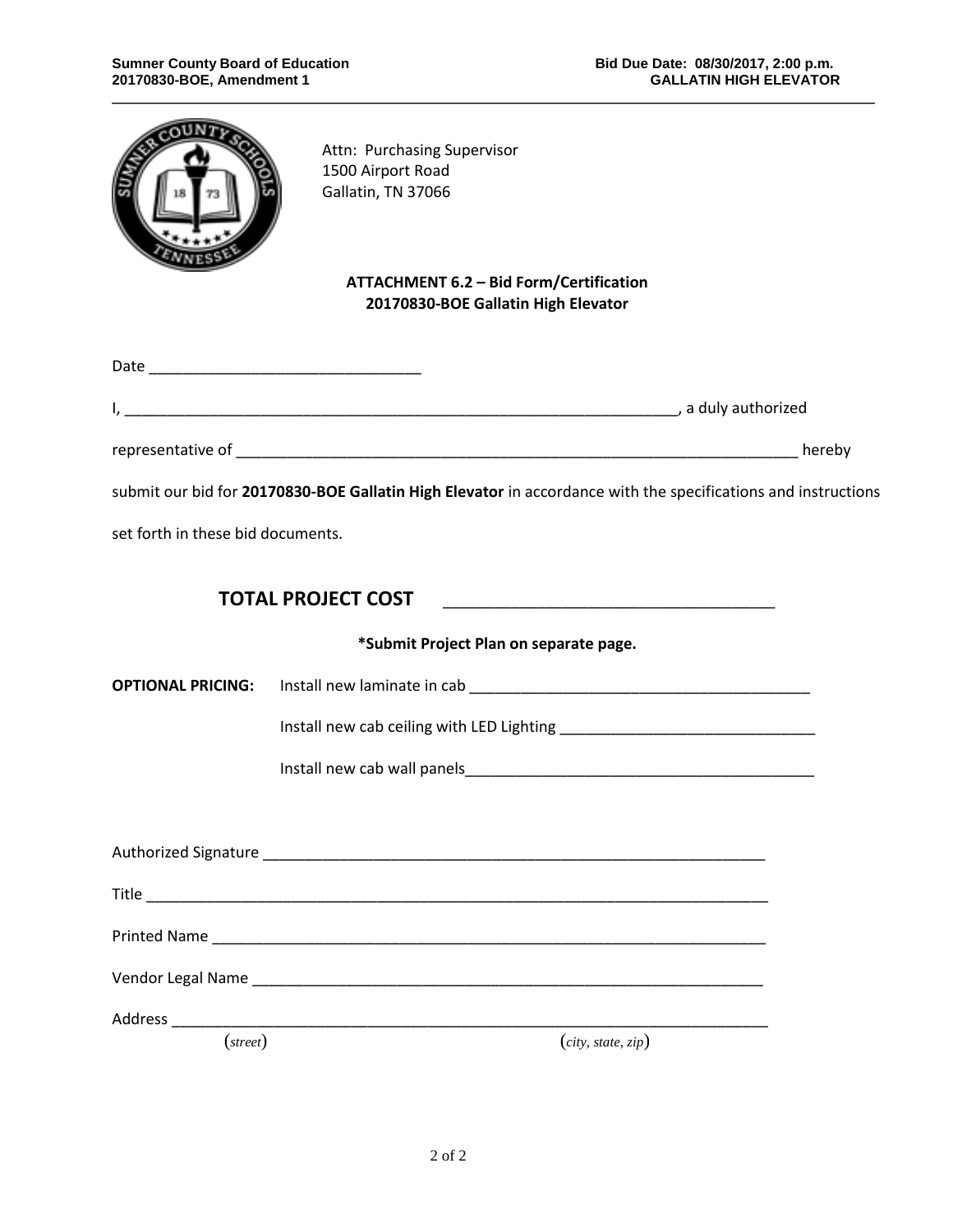Attn: Purchasing Supervisor
1500 Airport Road
Gallatin, TN 37066

**ATTACHMENT 6.2 – Bid Form/Certification**
**20170830-BOE Gallatin High Elevator**

Date ______________________________

I, ________________________________________________________________, a duly authorized

representative of _________________________________________________________________ hereby

submit our bid for **20170830-BOE Gallatin High Elevator** in accordance with the specifications and instructions set forth in these bid documents.

**TOTAL PROJECT COST** ___________________________________

***Submit Project Plan on separate page.**

**OPTIONAL PRICING:** Install new laminate in cab ______________________________________

Install new cab ceiling with LED Lighting ____________________________

Install new cab wall panels_______________________________________

Authorized Signature _________________________________________________________

Title ______________________________________________________________________

Printed Name _______________________________________________________________

Vendor Legal Name ___________________________________________________________

Address ___________________________________________________________________

(*street*) (*city, state, zip*)